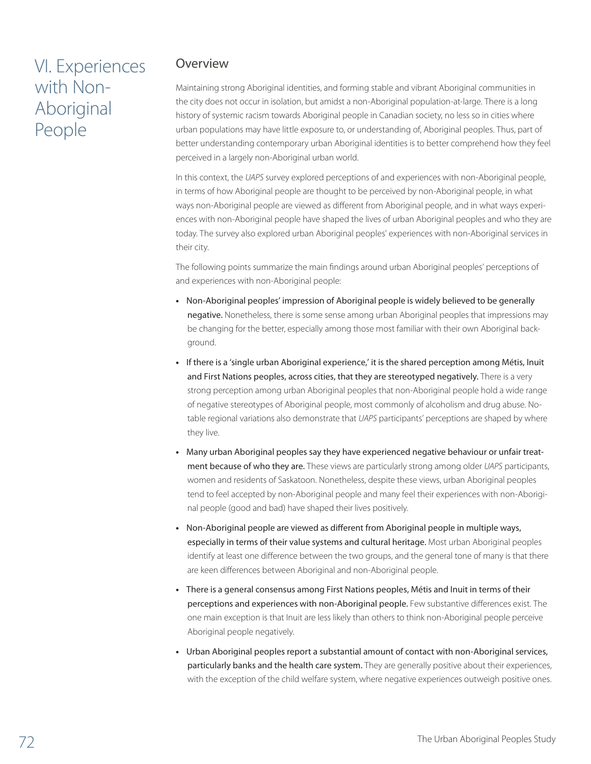# VI. Experiences with Non-Aboriginal People

## Overview

Maintaining strong Aboriginal identities, and forming stable and vibrant Aboriginal communities in the city does not occur in isolation, but amidst a non-Aboriginal population-at-large. There is a long history of systemic racism towards Aboriginal people in Canadian society, no less so in cities where urban populations may have little exposure to, or understanding of, Aboriginal peoples. Thus, part of better understanding contemporary urban Aboriginal identities is to better comprehend how they feel perceived in a largely non-Aboriginal urban world.

In this context, the *UAPS* survey explored perceptions of and experiences with non-Aboriginal people, in terms of how Aboriginal people are thought to be perceived by non-Aboriginal people, in what ways non-Aboriginal people are viewed as different from Aboriginal people, and in what ways experiences with non-Aboriginal people have shaped the lives of urban Aboriginal peoples and who they are today. The survey also explored urban Aboriginal peoples' experiences with non-Aboriginal services in their city.

The following points summarize the main findings around urban Aboriginal peoples' perceptions of and experiences with non-Aboriginal people:

- **Non-Aboriginal peoples' impression of Aboriginal people is widely believed to be generally negative.** Nonetheless, there is some sense among urban Aboriginal peoples that impressions may be changing for the better, especially among those most familiar with their own Aboriginal background.
- **If there is a 'single urban Aboriginal experience,' it is the shared perception among Métis, Inuit and First Nations peoples, across cities, that they are stereotyped negatively.** There is a very strong perception among urban Aboriginal peoples that non-Aboriginal people hold a wide range of negative stereotypes of Aboriginal people, most commonly of alcoholism and drug abuse. Notable regional variations also demonstrate that *UAPS* participants' perceptions are shaped by where they live.
- **Many urban Aboriginal peoples say they have experienced negative behaviour or unfair treatment because of who they are.** These views are particularly strong among older *UAPS* participants, women and residents of Saskatoon. Nonetheless, despite these views, urban Aboriginal peoples tend to feel accepted by non-Aboriginal people and many feel their experiences with non-Aboriginal people (good and bad) have shaped their lives positively.
- **Non-Aboriginal people are viewed as different from Aboriginal people in multiple ways, especially in terms of their value systems and cultural heritage.** Most urban Aboriginal peoples identify at least one difference between the two groups, and the general tone of many is that there are keen differences between Aboriginal and non-Aboriginal people.
- **There is a general consensus among First Nations peoples, Métis and Inuit in terms of their perceptions and experiences with non-Aboriginal people.** Few substantive differences exist. The one main exception is that Inuit are less likely than others to think non-Aboriginal people perceive Aboriginal people negatively.
- **Urban Aboriginal peoples report a substantial amount of contact with non-Aboriginal services, particularly banks and the health care system.** They are generally positive about their experiences, with the exception of the child welfare system, where negative experiences outweigh positive ones.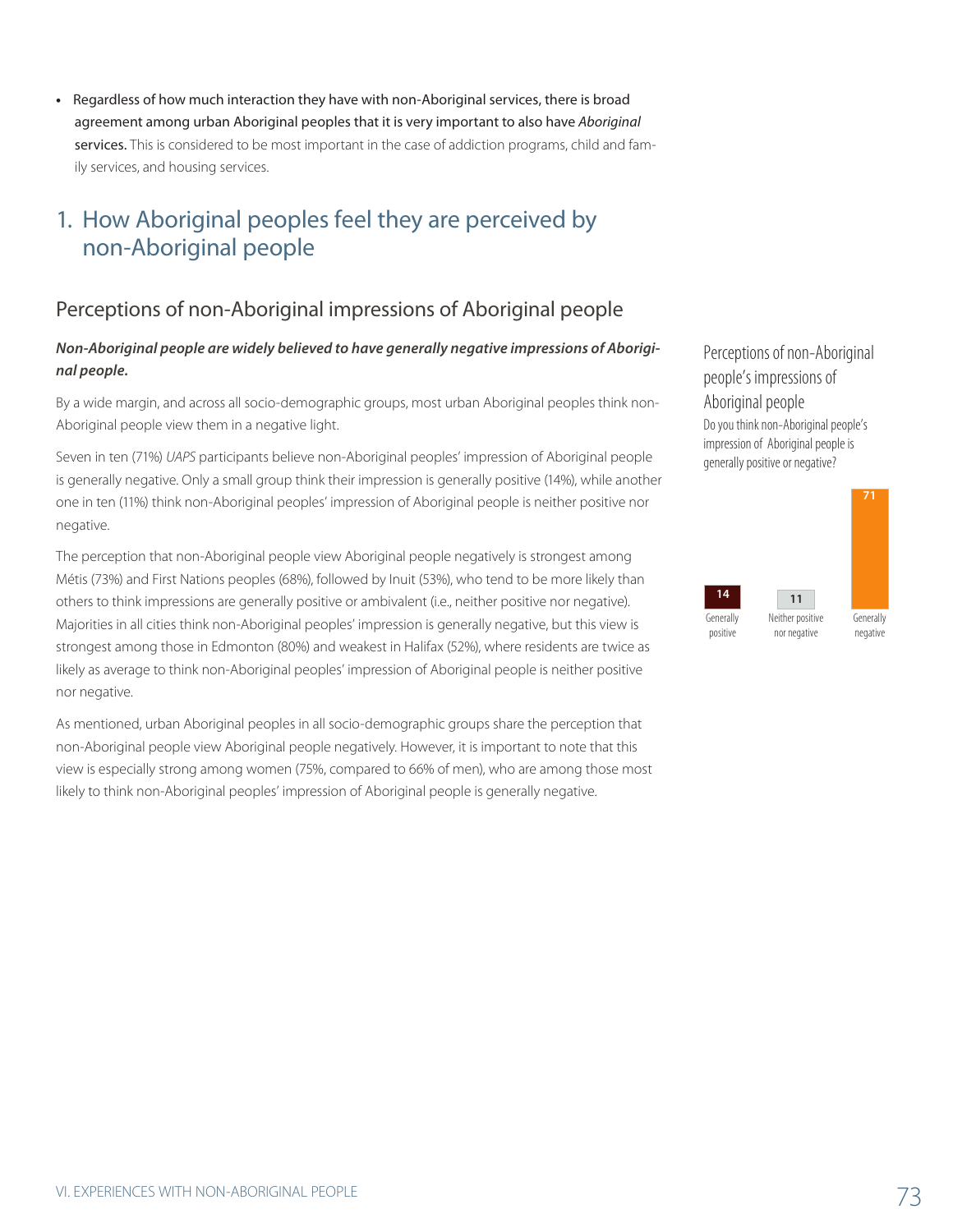- Regardless of how much interaction they have with non-Aboriginal services, there is broad agreement among urban Aboriginal peoples that it is very important to also have *Aboriginal* services. This is considered to be most important in the case of addiction programs, child and family services, and housing services.

## 1. How Aboriginal peoples feel they are perceived by non-Aboriginal people

### Perceptions of non-Aboriginal impressions of Aboriginal people

***Non-Aboriginal people are widely believed to have generally negative impressions of Aboriginal people.***

By a wide margin, and across all socio-demographic groups, most urban Aboriginal peoples think non-Aboriginal people view them in a negative light.

Seven in ten (71%) *UAPS* participants believe non-Aboriginal peoples' impression of Aboriginal people is generally negative. Only a small group think their impression is generally positive (14%), while another one in ten (11%) think non-Aboriginal peoples' impression of Aboriginal people is neither positive nor negative.

The perception that non-Aboriginal people view Aboriginal people negatively is strongest among Métis (73%) and First Nations peoples (68%), followed by Inuit (53%), who tend to be more likely than others to think impressions are generally positive or ambivalent (i.e., neither positive nor negative). Majorities in all cities think non-Aboriginal peoples' impression is generally negative, but this view is strongest among those in Edmonton (80%) and weakest in Halifax (52%), where residents are twice as likely as average to think non-Aboriginal peoples' impression of Aboriginal people is neither positive nor negative.

As mentioned, urban Aboriginal peoples in all socio-demographic groups share the perception that non-Aboriginal people view Aboriginal people negatively. However, it is important to note that this view is especially strong among women (75%, compared to 66% of men), who are among those most likely to think non-Aboriginal peoples' impression of Aboriginal people is generally negative.

**Perceptions of non-Aboriginal people's impressions of Aboriginal people**

Do you think non-Aboriginal people's impression of Aboriginal people is generally positive or negative?

| Generally positive | Neither positive nor negative | Generally negative |
|---|---|---|
| 14 | 11 | 71 |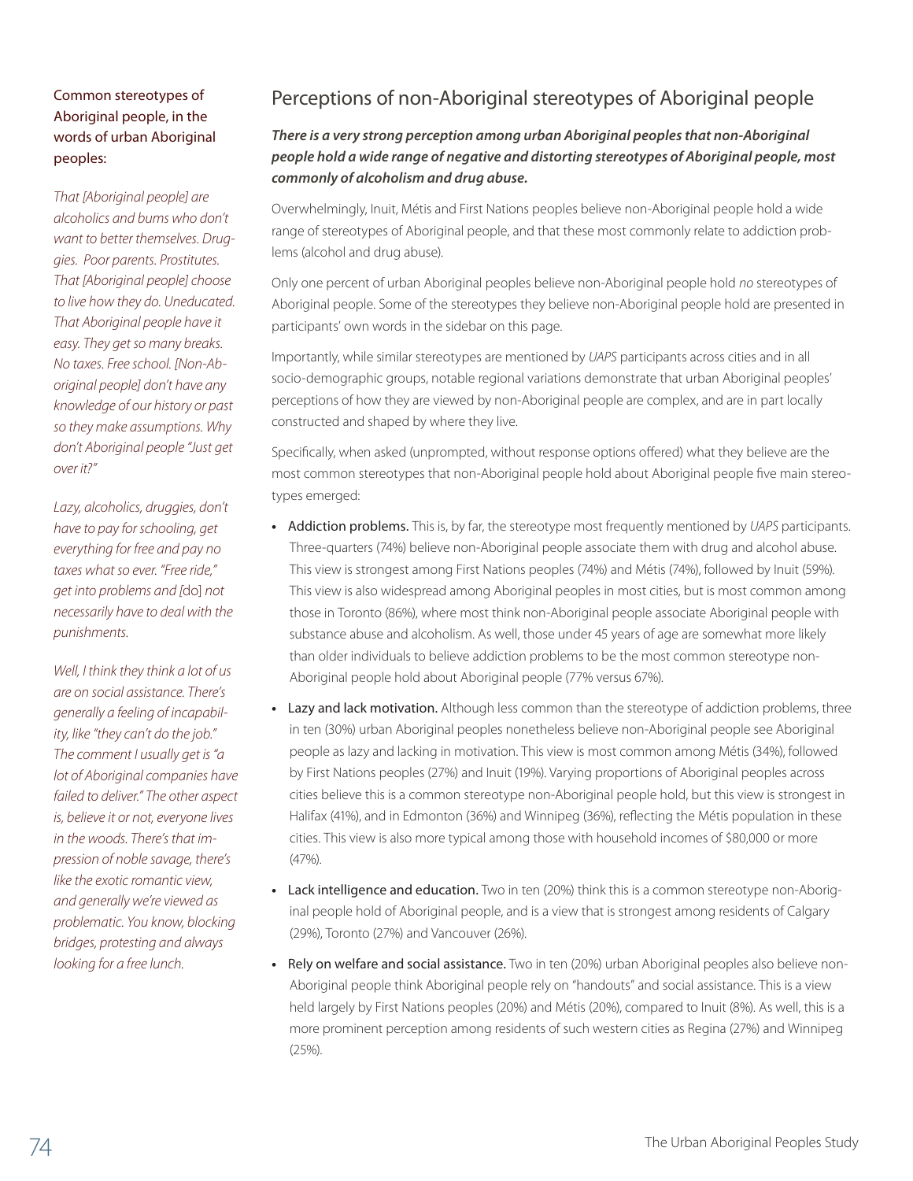## Perceptions of non-Aboriginal stereotypes of Aboriginal people

***There is a very strong perception among urban Aboriginal peoples that non-Aboriginal people hold a wide range of negative and distorting stereotypes of Aboriginal people, most commonly of alcoholism and drug abuse.***

Overwhelmingly, Inuit, Métis and First Nations peoples believe non-Aboriginal people hold a wide range of stereotypes of Aboriginal people, and that these most commonly relate to addiction problems (alcohol and drug abuse).

Only one percent of urban Aboriginal peoples believe non-Aboriginal people hold *no* stereotypes of Aboriginal people. Some of the stereotypes they believe non-Aboriginal people hold are presented in participants' own words in the sidebar on this page.

Importantly, while similar stereotypes are mentioned by *UAPS* participants across cities and in all socio-demographic groups, notable regional variations demonstrate that urban Aboriginal peoples' perceptions of how they are viewed by non-Aboriginal people are complex, and are in part locally constructed and shaped by where they live.

Specifically, when asked (unprompted, without response options offered) what they believe are the most common stereotypes that non-Aboriginal people hold about Aboriginal people five main stereotypes emerged:

- Addiction problems. This is, by far, the stereotype most frequently mentioned by *UAPS* participants. Three-quarters (74%) believe non-Aboriginal people associate them with drug and alcohol abuse. This view is strongest among First Nations peoples (74%) and Métis (74%), followed by Inuit (59%). This view is also widespread among Aboriginal peoples in most cities, but is most common among those in Toronto (86%), where most think non-Aboriginal people associate Aboriginal people with substance abuse and alcoholism. As well, those under 45 years of age are somewhat more likely than older individuals to believe addiction problems to be the most common stereotype non-Aboriginal people hold about Aboriginal people (77% versus 67%).
- Lazy and lack motivation. Although less common than the stereotype of addiction problems, three in ten (30%) urban Aboriginal peoples nonetheless believe non-Aboriginal people see Aboriginal people as lazy and lacking in motivation. This view is most common among Métis (34%), followed by First Nations peoples (27%) and Inuit (19%). Varying proportions of Aboriginal peoples across cities believe this is a common stereotype non-Aboriginal people hold, but this view is strongest in Halifax (41%), and in Edmonton (36%) and Winnipeg (36%), reflecting the Métis population in these cities. This view is also more typical among those with household incomes of $80,000 or more (47%).
- Lack intelligence and education. Two in ten (20%) think this is a common stereotype non-Aboriginal people hold of Aboriginal people, and is a view that is strongest among residents of Calgary (29%), Toronto (27%) and Vancouver (26%).
- Rely on welfare and social assistance. Two in ten (20%) urban Aboriginal peoples also believe non-Aboriginal people think Aboriginal people rely on "handouts" and social assistance. This is a view held largely by First Nations peoples (20%) and Métis (20%), compared to Inuit (8%). As well, this is a more prominent perception among residents of such western cities as Regina (27%) and Winnipeg (25%).

### Common stereotypes of Aboriginal people, in the words of urban Aboriginal peoples:

*That [Aboriginal people] are alcoholics and bums who don't want to better themselves. Druggies. Poor parents. Prostitutes. That [Aboriginal people] choose to live how they do. Uneducated. That Aboriginal people have it easy. They get so many breaks. No taxes. Free school. [Non-Aboriginal people] don't have any knowledge of our history or past so they make assumptions. Why don't Aboriginal people "Just get over it?"*

*Lazy, alcoholics, druggies, don't have to pay for schooling, get everything for free and pay no taxes what so ever. "Free ride," get into problems and* [do] *not necessarily have to deal with the punishments.*

*Well, I think they think a lot of us are on social assistance. There's generally a feeling of incapability, like "they can't do the job." The comment I usually get is "a lot of Aboriginal companies have failed to deliver." The other aspect is, believe it or not, everyone lives in the woods. There's that impression of noble savage, there's like the exotic romantic view, and generally we're viewed as problematic. You know, blocking bridges, protesting and always looking for a free lunch.*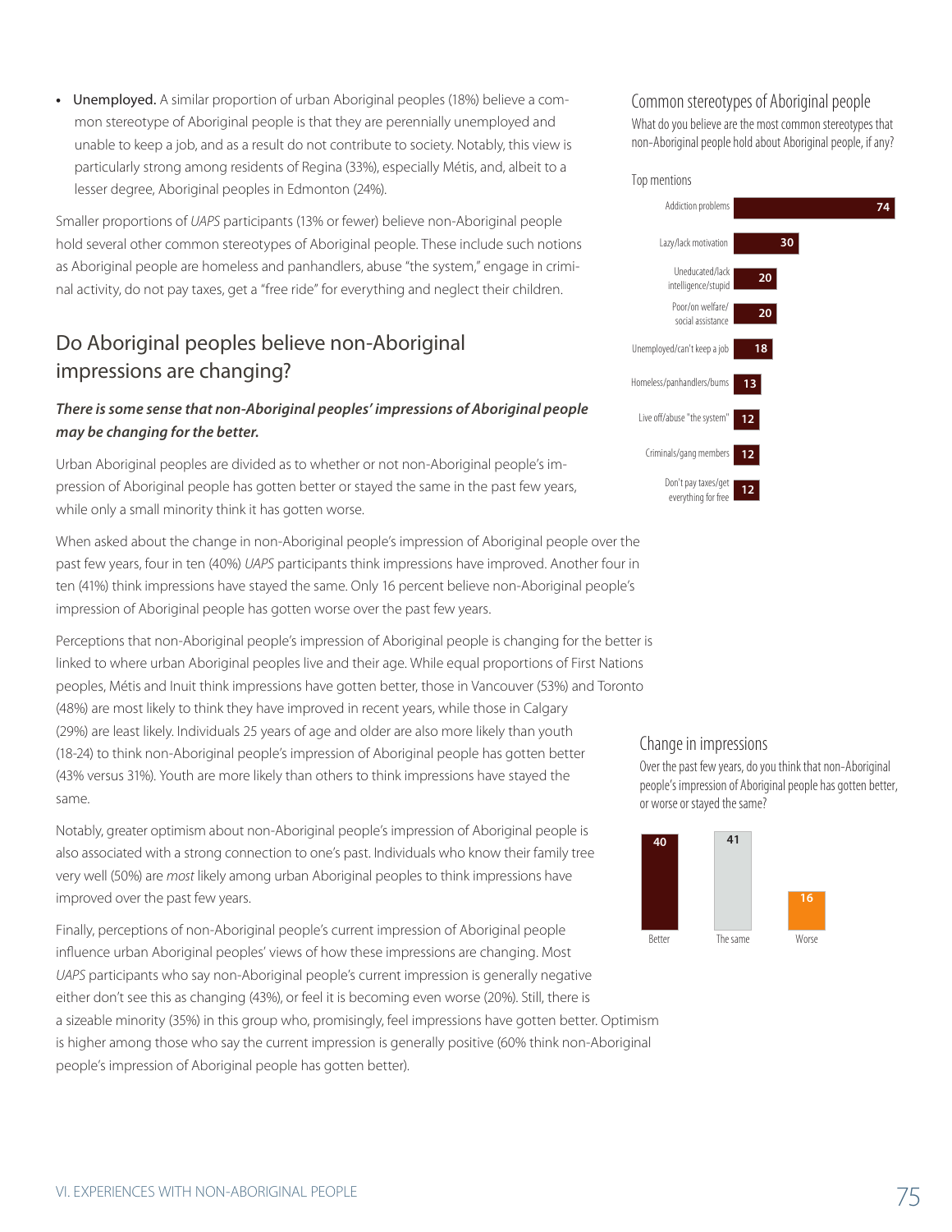- **Unemployed.** A similar proportion of urban Aboriginal peoples (18%) believe a common stereotype of Aboriginal people is that they are perennially unemployed and unable to keep a job, and as a result do not contribute to society. Notably, this view is particularly strong among residents of Regina (33%), especially Métis, and, albeit to a lesser degree, Aboriginal peoples in Edmonton (24%).

Smaller proportions of *UAPS* participants (13% or fewer) believe non-Aboriginal people hold several other common stereotypes of Aboriginal people. These include such notions as Aboriginal people are homeless and panhandlers, abuse "the system," engage in criminal activity, do not pay taxes, get a "free ride" for everything and neglect their children.

### Common stereotypes of Aboriginal people

What do you believe are the most common stereotypes that non-Aboriginal people hold about Aboriginal people, if any?

Top mentions

| Stereotype | % |
|---|---|
| Addiction problems | 74 |
| Lazy/lack motivation | 30 |
| Uneducated/lack intelligence/stupid | 20 |
| Poor/on welfare/ social assistance | 20 |
| Unemployed/can't keep a job | 18 |
| Homeless/panhandlers/bums | 13 |
| Live off/abuse "the system" | 12 |
| Criminals/gang members | 12 |
| Don't pay taxes/get everything for free | 12 |

## Do Aboriginal peoples believe non-Aboriginal impressions are changing?

***There is some sense that non-Aboriginal peoples' impressions of Aboriginal people may be changing for the better.***

Urban Aboriginal peoples are divided as to whether or not non-Aboriginal people's impression of Aboriginal people has gotten better or stayed the same in the past few years, while only a small minority think it has gotten worse.

When asked about the change in non-Aboriginal people's impression of Aboriginal people over the past few years, four in ten (40%) *UAPS* participants think impressions have improved. Another four in ten (41%) think impressions have stayed the same. Only 16 percent believe non-Aboriginal people's impression of Aboriginal people has gotten worse over the past few years.

Perceptions that non-Aboriginal people's impression of Aboriginal people is changing for the better is linked to where urban Aboriginal peoples live and their age. While equal proportions of First Nations peoples, Métis and Inuit think impressions have gotten better, those in Vancouver (53%) and Toronto (48%) are most likely to think they have improved in recent years, while those in Calgary (29%) are least likely. Individuals 25 years of age and older are also more likely than youth (18-24) to think non-Aboriginal people's impression of Aboriginal people has gotten better (43% versus 31%). Youth are more likely than others to think impressions have stayed the same.

Notably, greater optimism about non-Aboriginal people's impression of Aboriginal people is also associated with a strong connection to one's past. Individuals who know their family tree very well (50%) are *most* likely among urban Aboriginal peoples to think impressions have improved over the past few years.

Finally, perceptions of non-Aboriginal people's current impression of Aboriginal people influence urban Aboriginal peoples' views of how these impressions are changing. Most *UAPS* participants who say non-Aboriginal people's current impression is generally negative either don't see this as changing (43%), or feel it is becoming even worse (20%). Still, there is a sizeable minority (35%) in this group who, promisingly, feel impressions have gotten better. Optimism is higher among those who say the current impression is generally positive (60% think non-Aboriginal people's impression of Aboriginal people has gotten better).

### Change in impressions

Over the past few years, do you think that non-Aboriginal people's impression of Aboriginal people has gotten better, or worse or stayed the same?

| Better | The same | Worse |
|---|---|---|
| 40 | 41 | 16 |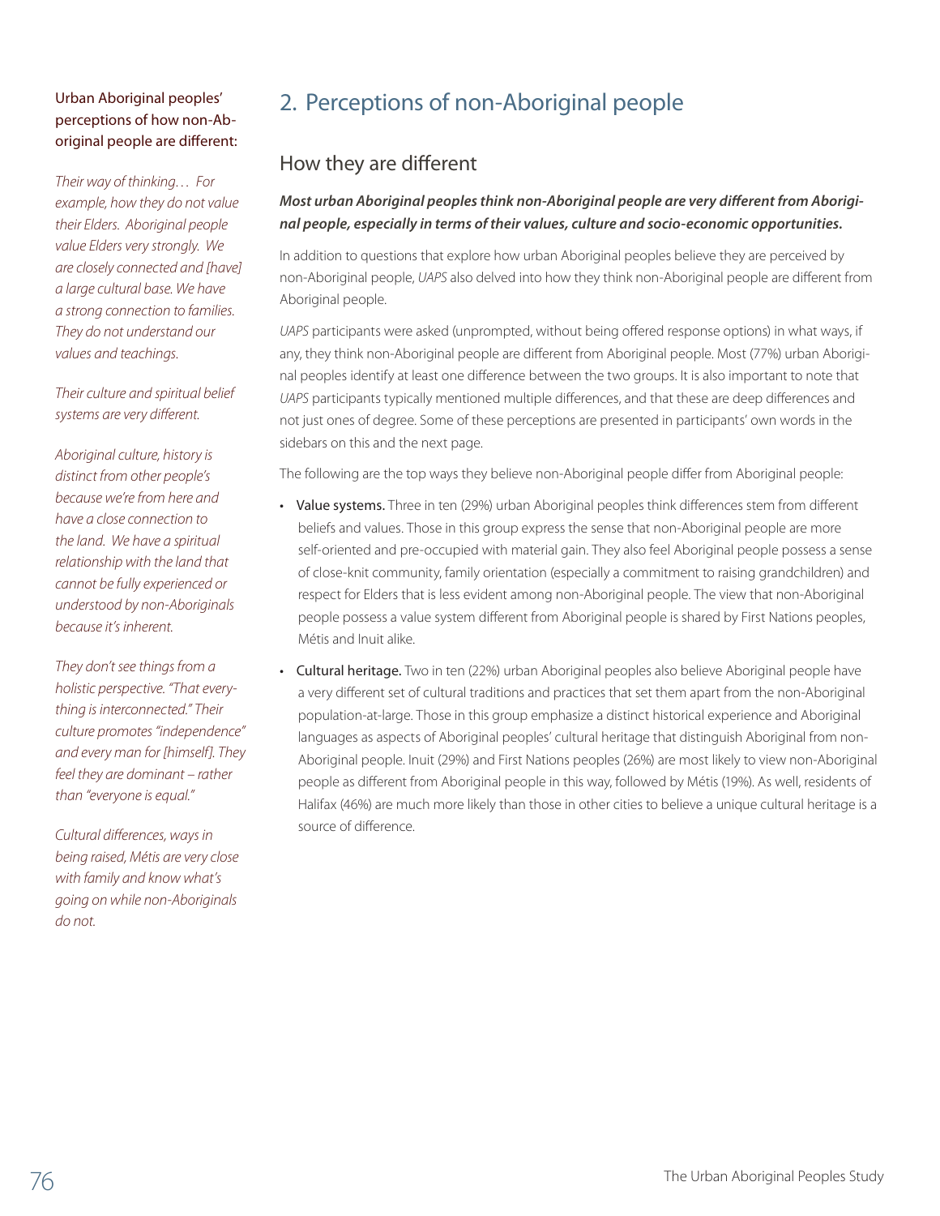## 2. Perceptions of non-Aboriginal people

### How they are different

***Most urban Aboriginal peoples think non-Aboriginal people are very different from Aboriginal people, especially in terms of their values, culture and socio-economic opportunities.***

In addition to questions that explore how urban Aboriginal peoples believe they are perceived by non-Aboriginal people, *UAPS* also delved into how they think non-Aboriginal people are different from Aboriginal people.

*UAPS* participants were asked (unprompted, without being offered response options) in what ways, if any, they think non-Aboriginal people are different from Aboriginal people. Most (77%) urban Aboriginal peoples identify at least one difference between the two groups. It is also important to note that *UAPS* participants typically mentioned multiple differences, and that these are deep differences and not just ones of degree. Some of these perceptions are presented in participants' own words in the sidebars on this and the next page.

The following are the top ways they believe non-Aboriginal people differ from Aboriginal people:

- **Value systems.** Three in ten (29%) urban Aboriginal peoples think differences stem from different beliefs and values. Those in this group express the sense that non-Aboriginal people are more self-oriented and pre-occupied with material gain. They also feel Aboriginal people possess a sense of close-knit community, family orientation (especially a commitment to raising grandchildren) and respect for Elders that is less evident among non-Aboriginal people. The view that non-Aboriginal people possess a value system different from Aboriginal people is shared by First Nations peoples, Métis and Inuit alike.
- **Cultural heritage.** Two in ten (22%) urban Aboriginal peoples also believe Aboriginal people have a very different set of cultural traditions and practices that set them apart from the non-Aboriginal population-at-large. Those in this group emphasize a distinct historical experience and Aboriginal languages as aspects of Aboriginal peoples' cultural heritage that distinguish Aboriginal from non-Aboriginal people. Inuit (29%) and First Nations peoples (26%) are most likely to view non-Aboriginal people as different from Aboriginal people in this way, followed by Métis (19%). As well, residents of Halifax (46%) are much more likely than those in other cities to believe a unique cultural heritage is a source of difference.

**Urban Aboriginal peoples' perceptions of how non-Aboriginal people are different:**

*Their way of thinking… For example, how they do not value their Elders. Aboriginal people value Elders very strongly. We are closely connected and [have] a large cultural base. We have a strong connection to families. They do not understand our values and teachings.*

*Their culture and spiritual belief systems are very different.*

*Aboriginal culture, history is distinct from other people's because we're from here and have a close connection to the land. We have a spiritual relationship with the land that cannot be fully experienced or understood by non-Aboriginals because it's inherent.*

*They don't see things from a holistic perspective. "That everything is interconnected." Their culture promotes "independence" and every man for [himself]. They feel they are dominant – rather than "everyone is equal."*

*Cultural differences, ways in being raised, Métis are very close with family and know what's going on while non-Aboriginals do not.*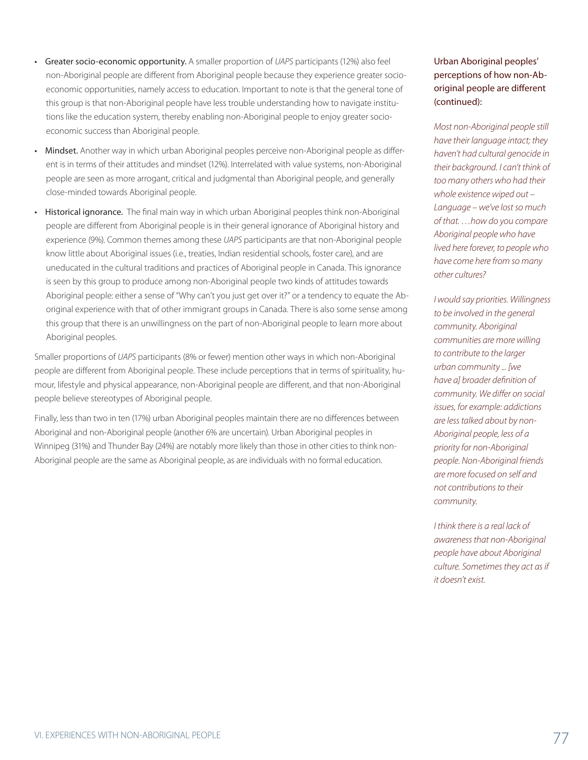- **Greater socio-economic opportunity.** A smaller proportion of *UAPS* participants (12%) also feel non-Aboriginal people are different from Aboriginal people because they experience greater socio-economic opportunities, namely access to education. Important to note is that the general tone of this group is that non-Aboriginal people have less trouble understanding how to navigate institutions like the education system, thereby enabling non-Aboriginal people to enjoy greater socio-economic success than Aboriginal people.

- **Mindset.** Another way in which urban Aboriginal peoples perceive non-Aboriginal people as different is in terms of their attitudes and mindset (12%). Interrelated with value systems, non-Aboriginal people are seen as more arrogant, critical and judgmental than Aboriginal people, and generally close-minded towards Aboriginal people.

- **Historical ignorance.** The final main way in which urban Aboriginal peoples think non-Aboriginal people are different from Aboriginal people is in their general ignorance of Aboriginal history and experience (9%). Common themes among these *UAPS* participants are that non-Aboriginal people know little about Aboriginal issues (i.e., treaties, Indian residential schools, foster care), and are uneducated in the cultural traditions and practices of Aboriginal people in Canada. This ignorance is seen by this group to produce among non-Aboriginal people two kinds of attitudes towards Aboriginal people: either a sense of "Why can't you just get over it?" or a tendency to equate the Aboriginal experience with that of other immigrant groups in Canada. There is also some sense among this group that there is an unwillingness on the part of non-Aboriginal people to learn more about Aboriginal peoples.

Smaller proportions of *UAPS* participants (8% or fewer) mention other ways in which non-Aboriginal people are different from Aboriginal people. These include perceptions that in terms of spirituality, humour, lifestyle and physical appearance, non-Aboriginal people are different, and that non-Aboriginal people believe stereotypes of Aboriginal people.

Finally, less than two in ten (17%) urban Aboriginal peoples maintain there are no differences between Aboriginal and non-Aboriginal people (another 6% are uncertain). Urban Aboriginal peoples in Winnipeg (31%) and Thunder Bay (24%) are notably more likely than those in other cities to think non-Aboriginal people are the same as Aboriginal people, as are individuals with no formal education.

### Urban Aboriginal peoples' perceptions of how non-Aboriginal people are different (continued):

*Most non-Aboriginal people still have their language intact; they haven't had cultural genocide in their background. I can't think of too many others who had their whole existence wiped out – Language – we've lost so much of that. …how do you compare Aboriginal people who have lived here forever, to people who have come here from so many other cultures?*

*I would say priorities. Willingness to be involved in the general community. Aboriginal communities are more willing to contribute to the larger urban community ... [we have a] broader definition of community. We differ on social issues, for example: addictions are less talked about by non-Aboriginal people, less of a priority for non-Aboriginal people. Non-Aboriginal friends are more focused on self and not contributions to their community.*

*I think there is a real lack of awareness that non-Aboriginal people have about Aboriginal culture. Sometimes they act as if it doesn't exist.*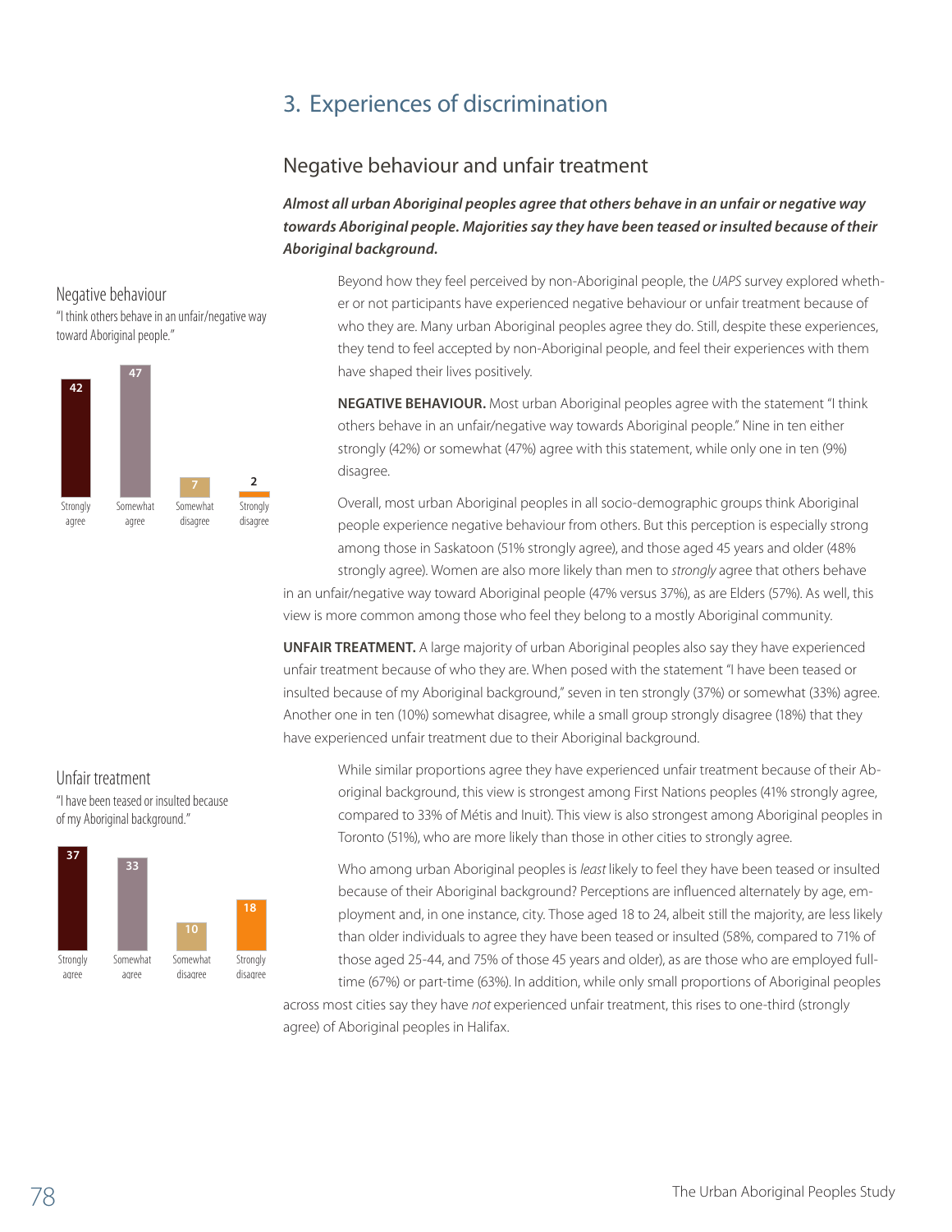# 3. Experiences of discrimination

## Negative behaviour and unfair treatment

***Almost all urban Aboriginal peoples agree that others behave in an unfair or negative way towards Aboriginal people. Majorities say they have been teased or insulted because of their Aboriginal background.***

### Negative behaviour

"I think others behave in an unfair/negative way toward Aboriginal people."

| Strongly agree | Somewhat agree | Somewhat disagree | Strongly disagree |
|---|---|---|---|
| 42 | 47 | 7 | 2 |

Beyond how they feel perceived by non-Aboriginal people, the *UAPS* survey explored whether or not participants have experienced negative behaviour or unfair treatment because of who they are. Many urban Aboriginal peoples agree they do. Still, despite these experiences, they tend to feel accepted by non-Aboriginal people, and feel their experiences with them have shaped their lives positively.

**NEGATIVE BEHAVIOUR.** Most urban Aboriginal peoples agree with the statement "I think others behave in an unfair/negative way towards Aboriginal people." Nine in ten either strongly (42%) or somewhat (47%) agree with this statement, while only one in ten (9%) disagree.

Overall, most urban Aboriginal peoples in all socio-demographic groups think Aboriginal people experience negative behaviour from others. But this perception is especially strong among those in Saskatoon (51% strongly agree), and those aged 45 years and older (48% strongly agree). Women are also more likely than men to *strongly* agree that others behave in an unfair/negative way toward Aboriginal people (47% versus 37%), as are Elders (57%). As well, this view is more common among those who feel they belong to a mostly Aboriginal community.

**UNFAIR TREATMENT.** A large majority of urban Aboriginal peoples also say they have experienced unfair treatment because of who they are. When posed with the statement "I have been teased or insulted because of my Aboriginal background," seven in ten strongly (37%) or somewhat (33%) agree. Another one in ten (10%) somewhat disagree, while a small group strongly disagree (18%) that they have experienced unfair treatment due to their Aboriginal background.

### Unfair treatment

"I have been teased or insulted because of my Aboriginal background."

| Strongly agree | Somewhat agree | Somewhat disagree | Strongly disagree |
|---|---|---|---|
| 37 | 33 | 10 | 18 |

While similar proportions agree they have experienced unfair treatment because of their Aboriginal background, this view is strongest among First Nations peoples (41% strongly agree, compared to 33% of Métis and Inuit). This view is also strongest among Aboriginal peoples in Toronto (51%), who are more likely than those in other cities to strongly agree.

Who among urban Aboriginal peoples is *least* likely to feel they have been teased or insulted because of their Aboriginal background? Perceptions are influenced alternately by age, employment and, in one instance, city. Those aged 18 to 24, albeit still the majority, are less likely than older individuals to agree they have been teased or insulted (58%, compared to 71% of those aged 25-44, and 75% of those 45 years and older), as are those who are employed full-time (67%) or part-time (63%). In addition, while only small proportions of Aboriginal peoples across most cities say they have *not* experienced unfair treatment, this rises to one-third (strongly agree) of Aboriginal peoples in Halifax.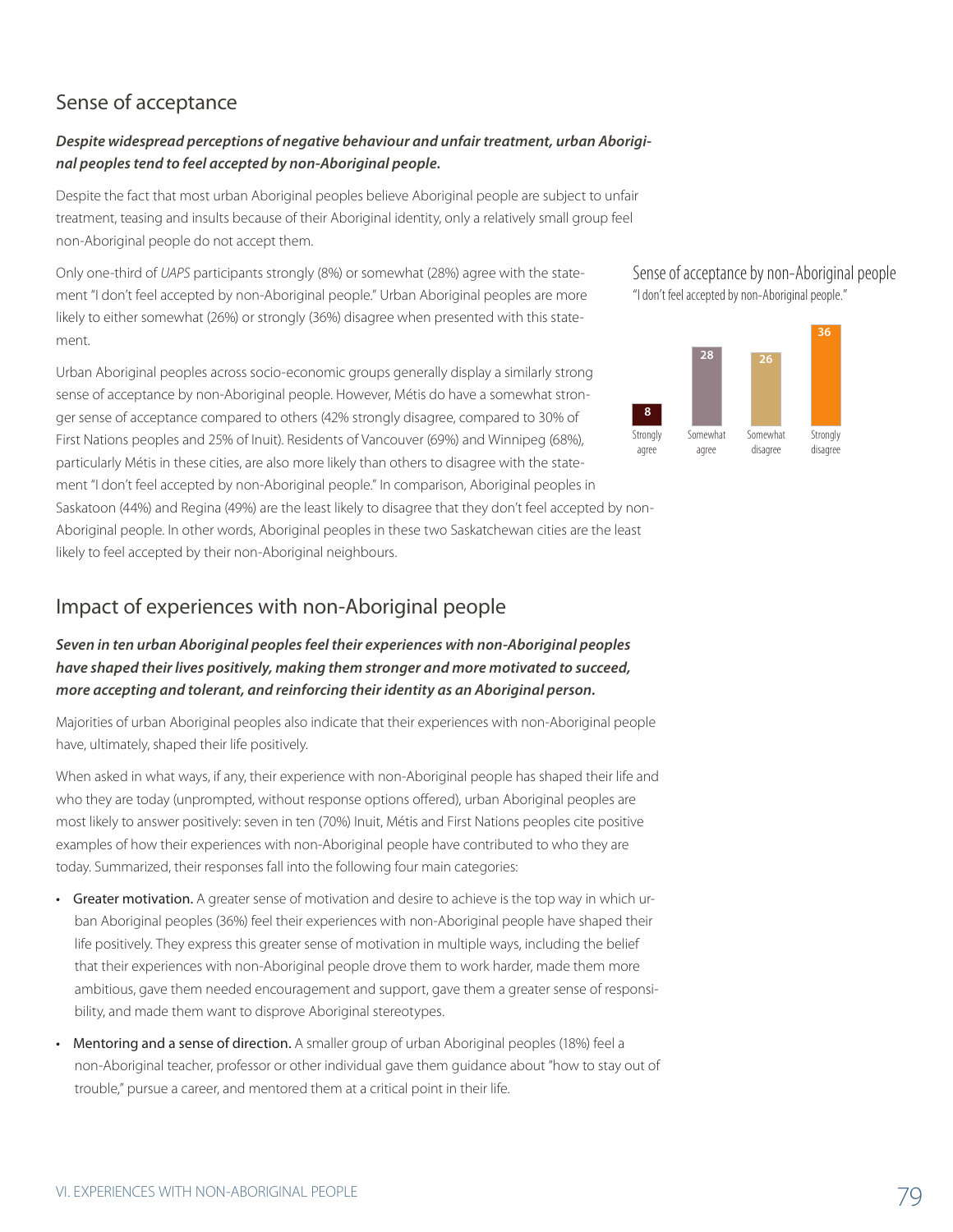## Sense of acceptance

***Despite widespread perceptions of negative behaviour and unfair treatment, urban Aboriginal peoples tend to feel accepted by non-Aboriginal people.***

Despite the fact that most urban Aboriginal peoples believe Aboriginal people are subject to unfair treatment, teasing and insults because of their Aboriginal identity, only a relatively small group feel non-Aboriginal people do not accept them.

Only one-third of *UAPS* participants strongly (8%) or somewhat (28%) agree with the statement "I don't feel accepted by non-Aboriginal people." Urban Aboriginal peoples are more likely to either somewhat (26%) or strongly (36%) disagree when presented with this statement.

Urban Aboriginal peoples across socio-economic groups generally display a similarly strong sense of acceptance by non-Aboriginal people. However, Métis do have a somewhat stronger sense of acceptance compared to others (42% strongly disagree, compared to 30% of First Nations peoples and 25% of Inuit). Residents of Vancouver (69%) and Winnipeg (68%), particularly Métis in these cities, are also more likely than others to disagree with the statement "I don't feel accepted by non-Aboriginal people." In comparison, Aboriginal peoples in Saskatoon (44%) and Regina (49%) are the least likely to disagree that they don't feel accepted by non-Aboriginal people. In other words, Aboriginal peoples in these two Saskatchewan cities are the least likely to feel accepted by their non-Aboriginal neighbours.

**Sense of acceptance by non-Aboriginal people**
"I don't feel accepted by non-Aboriginal people."

| Strongly agree | Somewhat agree | Somewhat disagree | Strongly disagree |
|---|---|---|---|
| 8 | 28 | 26 | 36 |

## Impact of experiences with non-Aboriginal people

***Seven in ten urban Aboriginal peoples feel their experiences with non-Aboriginal peoples have shaped their lives positively, making them stronger and more motivated to succeed, more accepting and tolerant, and reinforcing their identity as an Aboriginal person.***

Majorities of urban Aboriginal peoples also indicate that their experiences with non-Aboriginal people have, ultimately, shaped their life positively.

When asked in what ways, if any, their experience with non-Aboriginal people has shaped their life and who they are today (unprompted, without response options offered), urban Aboriginal peoples are most likely to answer positively: seven in ten (70%) Inuit, Métis and First Nations peoples cite positive examples of how their experiences with non-Aboriginal people have contributed to who they are today. Summarized, their responses fall into the following four main categories:

- Greater motivation. A greater sense of motivation and desire to achieve is the top way in which urban Aboriginal peoples (36%) feel their experiences with non-Aboriginal people have shaped their life positively. They express this greater sense of motivation in multiple ways, including the belief that their experiences with non-Aboriginal people drove them to work harder, made them more ambitious, gave them needed encouragement and support, gave them a greater sense of responsibility, and made them want to disprove Aboriginal stereotypes.
- Mentoring and a sense of direction. A smaller group of urban Aboriginal peoples (18%) feel a non-Aboriginal teacher, professor or other individual gave them guidance about "how to stay out of trouble," pursue a career, and mentored them at a critical point in their life.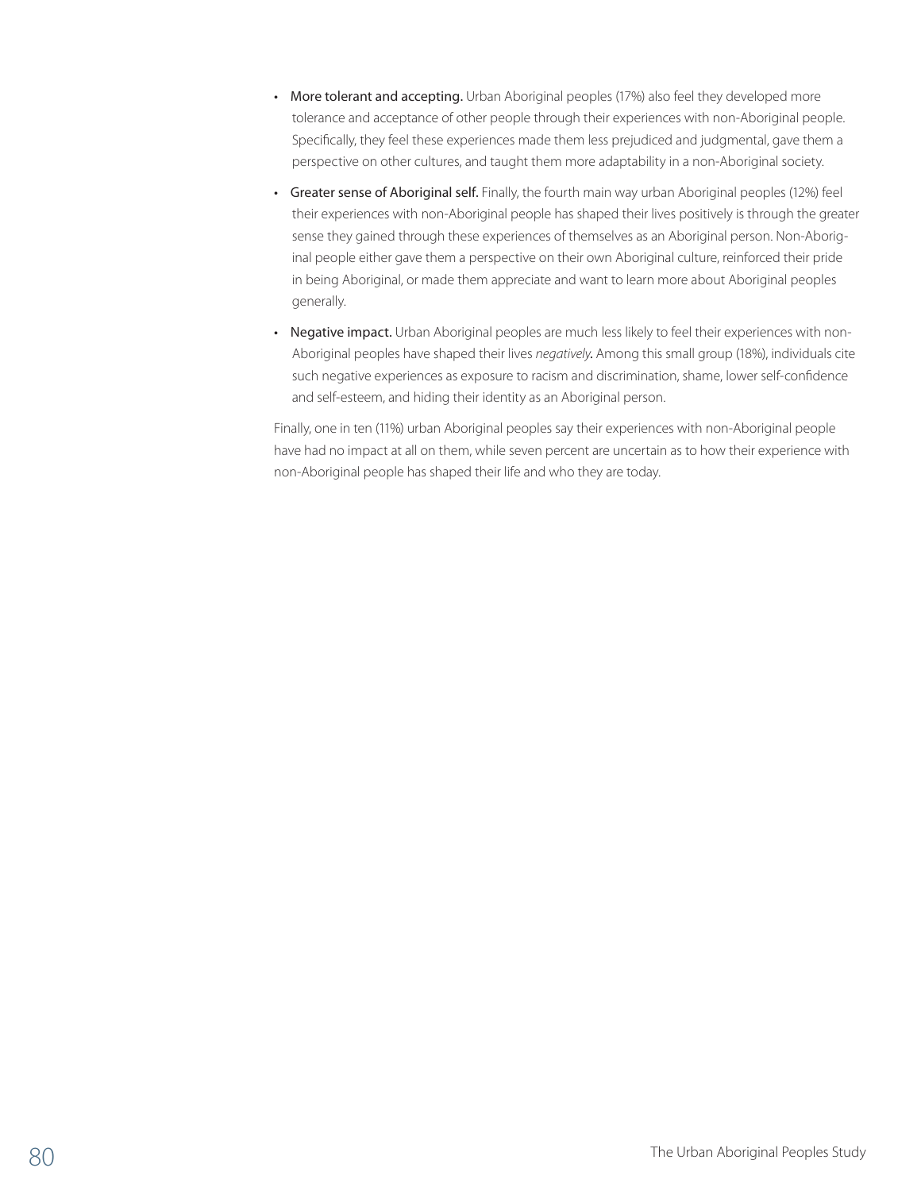- **More tolerant and accepting.** Urban Aboriginal peoples (17%) also feel they developed more tolerance and acceptance of other people through their experiences with non-Aboriginal people. Specifically, they feel these experiences made them less prejudiced and judgmental, gave them a perspective on other cultures, and taught them more adaptability in a non-Aboriginal society.
- **Greater sense of Aboriginal self.** Finally, the fourth main way urban Aboriginal peoples (12%) feel their experiences with non-Aboriginal people has shaped their lives positively is through the greater sense they gained through these experiences of themselves as an Aboriginal person. Non-Aboriginal people either gave them a perspective on their own Aboriginal culture, reinforced their pride in being Aboriginal, or made them appreciate and want to learn more about Aboriginal peoples generally.
- **Negative impact.** Urban Aboriginal peoples are much less likely to feel their experiences with non-Aboriginal peoples have shaped their lives *negatively*. Among this small group (18%), individuals cite such negative experiences as exposure to racism and discrimination, shame, lower self-confidence and self-esteem, and hiding their identity as an Aboriginal person.

Finally, one in ten (11%) urban Aboriginal peoples say their experiences with non-Aboriginal people have had no impact at all on them, while seven percent are uncertain as to how their experience with non-Aboriginal people has shaped their life and who they are today.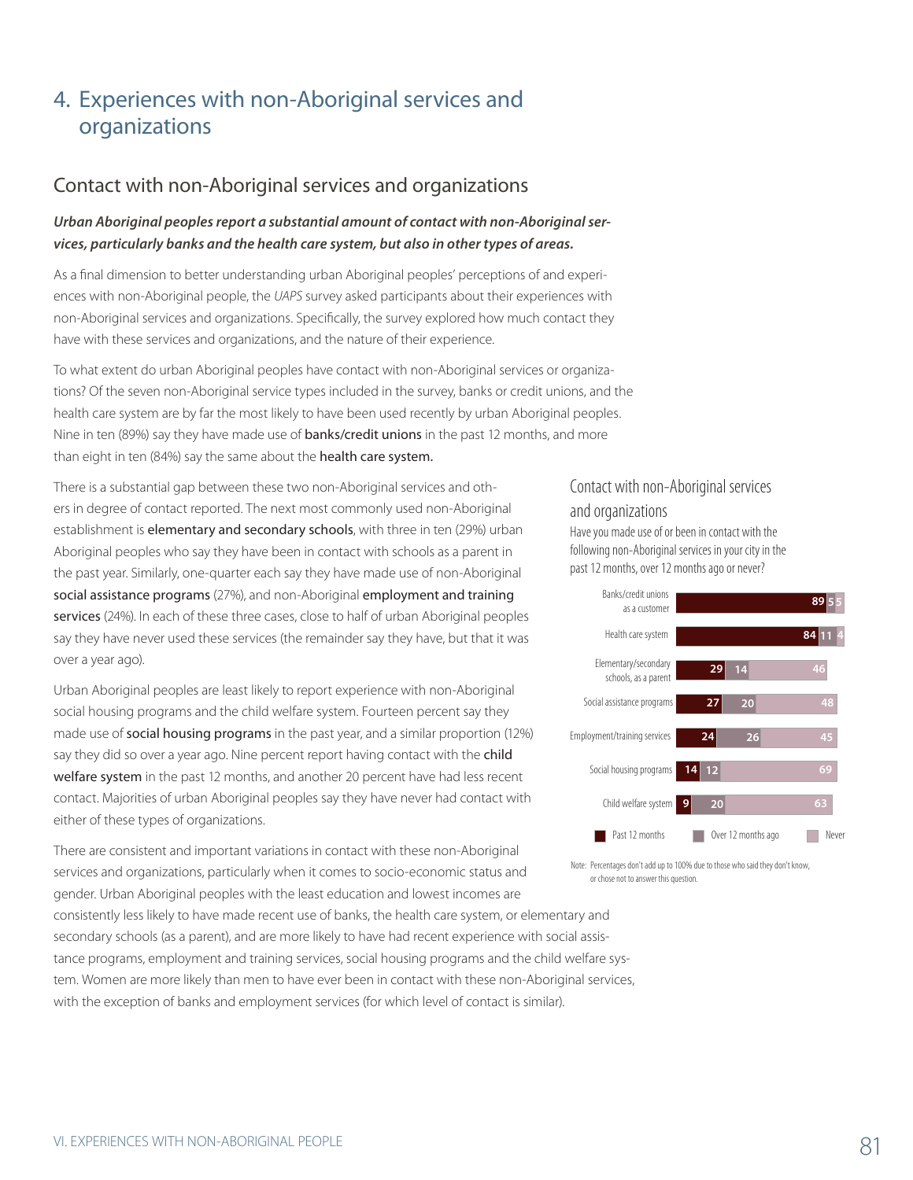# 4. Experiences with non-Aboriginal services and organizations

## Contact with non-Aboriginal services and organizations

***Urban Aboriginal peoples report a substantial amount of contact with non-Aboriginal services, particularly banks and the health care system, but also in other types of areas.***

As a final dimension to better understanding urban Aboriginal peoples' perceptions of and experiences with non-Aboriginal people, the *UAPS* survey asked participants about their experiences with non-Aboriginal services and organizations. Specifically, the survey explored how much contact they have with these services and organizations, and the nature of their experience.

To what extent do urban Aboriginal peoples have contact with non-Aboriginal services or organizations? Of the seven non-Aboriginal service types included in the survey, banks or credit unions, and the health care system are by far the most likely to have been used recently by urban Aboriginal peoples. Nine in ten (89%) say they have made use of banks/credit unions in the past 12 months, and more than eight in ten (84%) say the same about the health care system.

There is a substantial gap between these two non-Aboriginal services and others in degree of contact reported. The next most commonly used non-Aboriginal establishment is elementary and secondary schools, with three in ten (29%) urban Aboriginal peoples who say they have been in contact with schools as a parent in the past year. Similarly, one-quarter each say they have made use of non-Aboriginal social assistance programs (27%), and non-Aboriginal employment and training services (24%). In each of these three cases, close to half of urban Aboriginal peoples say they have never used these services (the remainder say they have, but that it was over a year ago).

Urban Aboriginal peoples are least likely to report experience with non-Aboriginal social housing programs and the child welfare system. Fourteen percent say they made use of social housing programs in the past year, and a similar proportion (12%) say they did so over a year ago. Nine percent report having contact with the child welfare system in the past 12 months, and another 20 percent have had less recent contact. Majorities of urban Aboriginal peoples say they have never had contact with either of these types of organizations.

There are consistent and important variations in contact with these non-Aboriginal services and organizations, particularly when it comes to socio-economic status and gender. Urban Aboriginal peoples with the least education and lowest incomes are consistently less likely to have made recent use of banks, the health care system, or elementary and secondary schools (as a parent), and are more likely to have had recent experience with social assistance programs, employment and training services, social housing programs and the child welfare system. Women are more likely than men to have ever been in contact with these non-Aboriginal services, with the exception of banks and employment services (for which level of contact is similar).

### Contact with non-Aboriginal services and organizations

Have you made use of or been in contact with the following non-Aboriginal services in your city in the past 12 months, over 12 months ago or never?

| | Past 12 months | Over 12 months ago | Never |
|---|---|---|---|
| Banks/credit unions as a customer | 89 | 5 | 5 |
| Health care system | 84 | 11 | 4 |
| Elementary/secondary schools, as a parent | 29 | 14 | 46 |
| Social assistance programs | 27 | 20 | 48 |
| Employment/training services | 24 | 26 | 45 |
| Social housing programs | 14 | 12 | 69 |
| Child welfare system | 9 | 20 | 63 |

Note: Percentages don't add up to 100% due to those who said they don't know, or chose not to answer this question.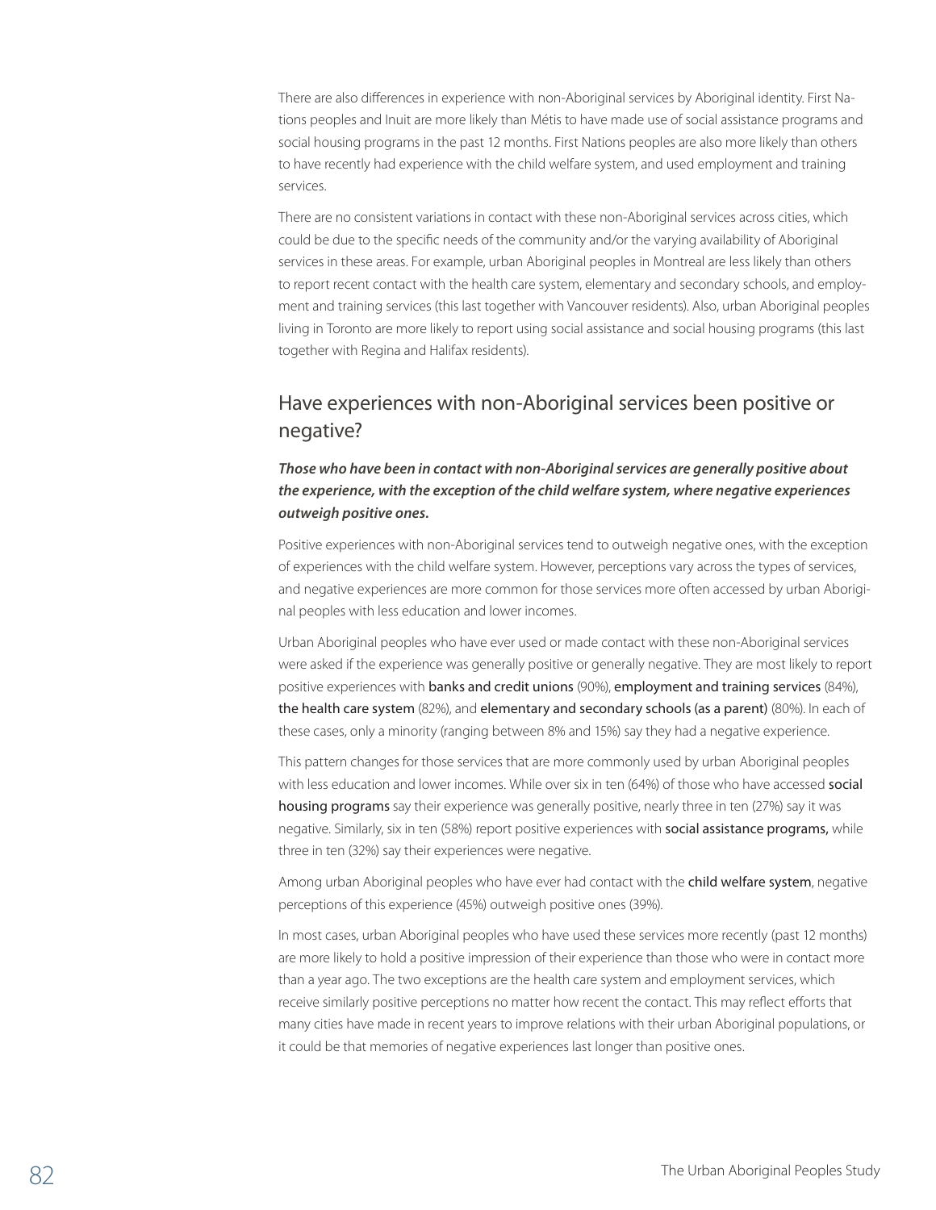There are also differences in experience with non-Aboriginal services by Aboriginal identity. First Nations peoples and Inuit are more likely than Métis to have made use of social assistance programs and social housing programs in the past 12 months. First Nations peoples are also more likely than others to have recently had experience with the child welfare system, and used employment and training services.

There are no consistent variations in contact with these non-Aboriginal services across cities, which could be due to the specific needs of the community and/or the varying availability of Aboriginal services in these areas. For example, urban Aboriginal peoples in Montreal are less likely than others to report recent contact with the health care system, elementary and secondary schools, and employment and training services (this last together with Vancouver residents). Also, urban Aboriginal peoples living in Toronto are more likely to report using social assistance and social housing programs (this last together with Regina and Halifax residents).

## Have experiences with non-Aboriginal services been positive or negative?

***Those who have been in contact with non-Aboriginal services are generally positive about the experience, with the exception of the child welfare system, where negative experiences outweigh positive ones.***

Positive experiences with non-Aboriginal services tend to outweigh negative ones, with the exception of experiences with the child welfare system. However, perceptions vary across the types of services, and negative experiences are more common for those services more often accessed by urban Aboriginal peoples with less education and lower incomes.

Urban Aboriginal peoples who have ever used or made contact with these non-Aboriginal services were asked if the experience was generally positive or generally negative. They are most likely to report positive experiences with **banks and credit unions** (90%), **employment and training services** (84%), **the health care system** (82%), and **elementary and secondary schools (as a parent)** (80%). In each of these cases, only a minority (ranging between 8% and 15%) say they had a negative experience.

This pattern changes for those services that are more commonly used by urban Aboriginal peoples with less education and lower incomes. While over six in ten (64%) of those who have accessed **social housing programs** say their experience was generally positive, nearly three in ten (27%) say it was negative. Similarly, six in ten (58%) report positive experiences with **social assistance programs,** while three in ten (32%) say their experiences were negative.

Among urban Aboriginal peoples who have ever had contact with the **child welfare system**, negative perceptions of this experience (45%) outweigh positive ones (39%).

In most cases, urban Aboriginal peoples who have used these services more recently (past 12 months) are more likely to hold a positive impression of their experience than those who were in contact more than a year ago. The two exceptions are the health care system and employment services, which receive similarly positive perceptions no matter how recent the contact. This may reflect efforts that many cities have made in recent years to improve relations with their urban Aboriginal populations, or it could be that memories of negative experiences last longer than positive ones.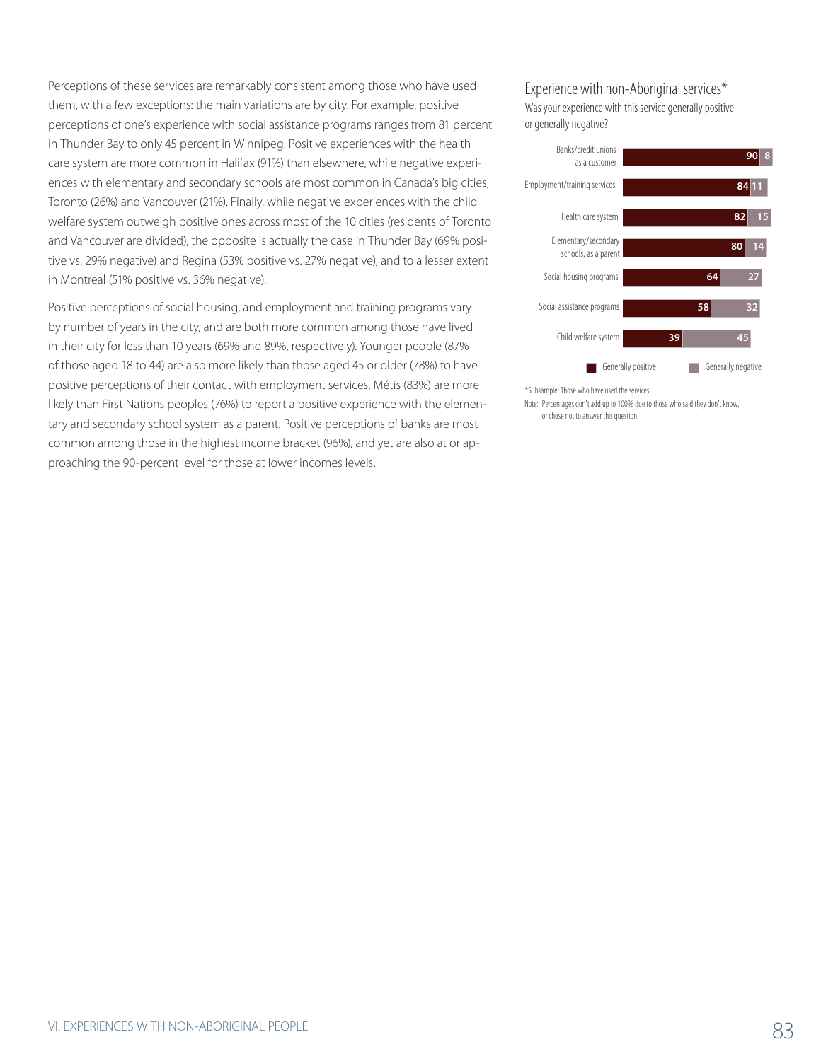Perceptions of these services are remarkably consistent among those who have used them, with a few exceptions: the main variations are by city. For example, positive perceptions of one's experience with social assistance programs ranges from 81 percent in Thunder Bay to only 45 percent in Winnipeg. Positive experiences with the health care system are more common in Halifax (91%) than elsewhere, while negative experiences with elementary and secondary schools are most common in Canada's big cities, Toronto (26%) and Vancouver (21%). Finally, while negative experiences with the child welfare system outweigh positive ones across most of the 10 cities (residents of Toronto and Vancouver are divided), the opposite is actually the case in Thunder Bay (69% positive vs. 29% negative) and Regina (53% positive vs. 27% negative), and to a lesser extent in Montreal (51% positive vs. 36% negative).

Positive perceptions of social housing, and employment and training programs vary by number of years in the city, and are both more common among those have lived in their city for less than 10 years (69% and 89%, respectively). Younger people (87% of those aged 18 to 44) are also more likely than those aged 45 or older (78%) to have positive perceptions of their contact with employment services. Métis (83%) are more likely than First Nations peoples (76%) to report a positive experience with the elementary and secondary school system as a parent. Positive perceptions of banks are most common among those in the highest income bracket (96%), and yet are also at or approaching the 90-percent level for those at lower incomes levels.

### Experience with non-Aboriginal services*

Was your experience with this service generally positive or generally negative?

| Service | Generally positive | Generally negative |
|---|---|---|
| Banks/credit unions as a customer | 90 | 8 |
| Employment/training services | 84 | 11 |
| Health care system | 82 | 15 |
| Elementary/secondary schools, as a parent | 80 | 14 |
| Social housing programs | 64 | 27 |
| Social assistance programs | 58 | 32 |
| Child welfare system | 39 | 45 |

*Subsample: Those who have used the services

Note: Percentages don't add up to 100% due to those who said they don't know, or chose not to answer this question.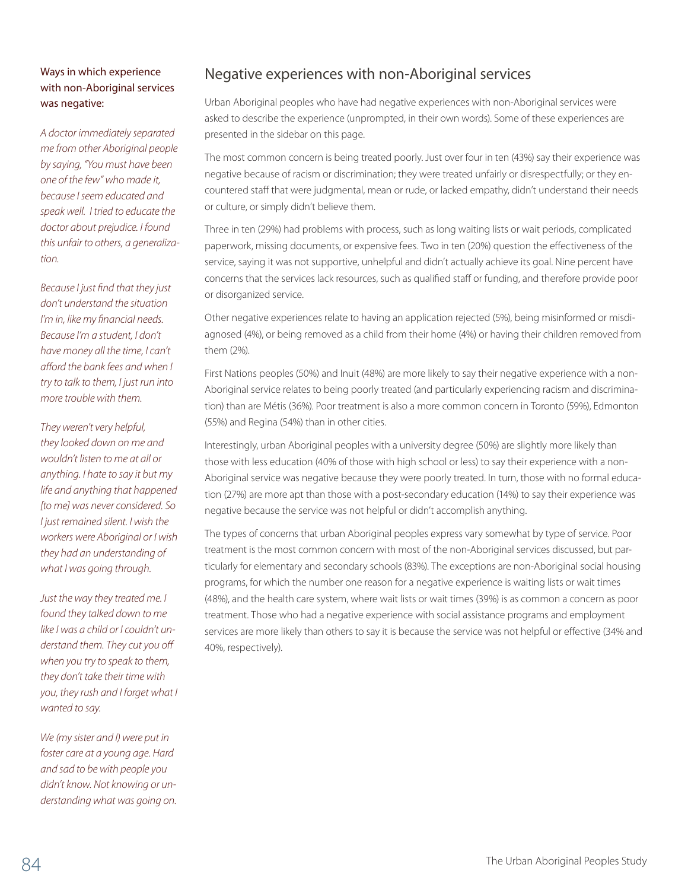## Negative experiences with non-Aboriginal services

Urban Aboriginal peoples who have had negative experiences with non-Aboriginal services were asked to describe the experience (unprompted, in their own words). Some of these experiences are presented in the sidebar on this page.

The most common concern is being treated poorly. Just over four in ten (43%) say their experience was negative because of racism or discrimination; they were treated unfairly or disrespectfully; or they encountered staff that were judgmental, mean or rude, or lacked empathy, didn't understand their needs or culture, or simply didn't believe them.

Three in ten (29%) had problems with process, such as long waiting lists or wait periods, complicated paperwork, missing documents, or expensive fees. Two in ten (20%) question the effectiveness of the service, saying it was not supportive, unhelpful and didn't actually achieve its goal. Nine percent have concerns that the services lack resources, such as qualified staff or funding, and therefore provide poor or disorganized service.

Other negative experiences relate to having an application rejected (5%), being misinformed or misdiagnosed (4%), or being removed as a child from their home (4%) or having their children removed from them (2%).

First Nations peoples (50%) and Inuit (48%) are more likely to say their negative experience with a non-Aboriginal service relates to being poorly treated (and particularly experiencing racism and discrimination) than are Métis (36%). Poor treatment is also a more common concern in Toronto (59%), Edmonton (55%) and Regina (54%) than in other cities.

Interestingly, urban Aboriginal peoples with a university degree (50%) are slightly more likely than those with less education (40% of those with high school or less) to say their experience with a non-Aboriginal service was negative because they were poorly treated. In turn, those with no formal education (27%) are more apt than those with a post-secondary education (14%) to say their experience was negative because the service was not helpful or didn't accomplish anything.

The types of concerns that urban Aboriginal peoples express vary somewhat by type of service. Poor treatment is the most common concern with most of the non-Aboriginal services discussed, but particularly for elementary and secondary schools (83%). The exceptions are non-Aboriginal social housing programs, for which the number one reason for a negative experience is waiting lists or wait times (48%), and the health care system, where wait lists or wait times (39%) is as common a concern as poor treatment. Those who had a negative experience with social assistance programs and employment services are more likely than others to say it is because the service was not helpful or effective (34% and 40%, respectively).

### Ways in which experience with non-Aboriginal services was negative:

*A doctor immediately separated me from other Aboriginal people by saying, "You must have been one of the few" who made it, because I seem educated and speak well. I tried to educate the doctor about prejudice. I found this unfair to others, a generalization.*

*Because I just find that they just don't understand the situation I'm in, like my financial needs. Because I'm a student, I don't have money all the time, I can't afford the bank fees and when I try to talk to them, I just run into more trouble with them.*

*They weren't very helpful, they looked down on me and wouldn't listen to me at all or anything. I hate to say it but my life and anything that happened [to me] was never considered. So I just remained silent. I wish the workers were Aboriginal or I wish they had an understanding of what I was going through.*

*Just the way they treated me. I found they talked down to me like I was a child or I couldn't understand them. They cut you off when you try to speak to them, they don't take their time with you, they rush and I forget what I wanted to say.*

*We (my sister and I) were put in foster care at a young age. Hard and sad to be with people you didn't know. Not knowing or understanding what was going on.*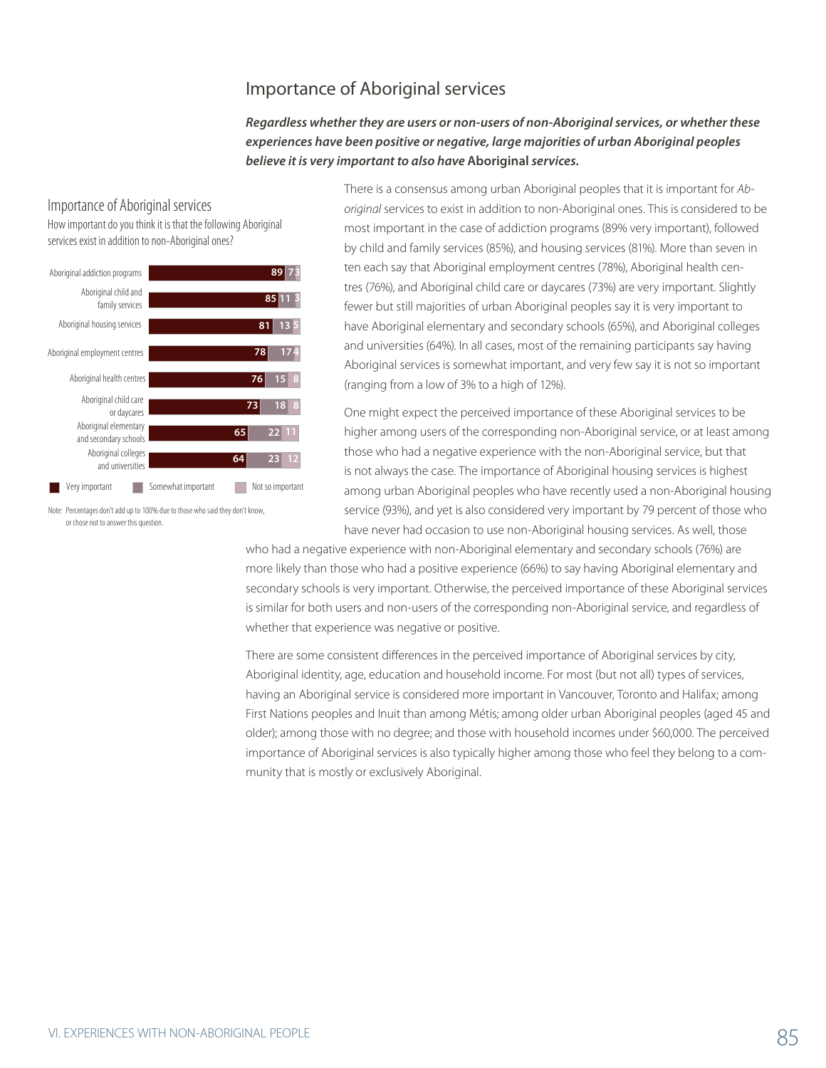## Importance of Aboriginal services

***Regardless whether they are users or non-users of non-Aboriginal services, or whether these experiences have been positive or negative, large majorities of urban Aboriginal peoples believe it is very important to also have* Aboriginal *services.***

### Importance of Aboriginal services

How important do you think it is that the following Aboriginal services exist in addition to non-Aboriginal ones?

Aboriginal addiction programs 89 7 3

Aboriginal child and family services 85 11 3

Aboriginal housing services 81 13 5

Aboriginal employment centres 78 17 4

Aboriginal health centres 76 15 8

Aboriginal child care or daycares 73 18 8

Aboriginal elementary and secondary schools 65 22 11

Aboriginal colleges and universities 64 23 12

Very important Somewhat important Not so important

Note: Percentages don't add up to 100% due to those who said they don't know, or chose not to answer this question.

There is a consensus among urban Aboriginal peoples that it is important for *Aboriginal* services to exist in addition to non-Aboriginal ones. This is considered to be most important in the case of addiction programs (89% very important), followed by child and family services (85%), and housing services (81%). More than seven in ten each say that Aboriginal employment centres (78%), Aboriginal health centres (76%), and Aboriginal child care or daycares (73%) are very important. Slightly fewer but still majorities of urban Aboriginal peoples say it is very important to have Aboriginal elementary and secondary schools (65%), and Aboriginal colleges and universities (64%). In all cases, most of the remaining participants say having Aboriginal services is somewhat important, and very few say it is not so important (ranging from a low of 3% to a high of 12%).

One might expect the perceived importance of these Aboriginal services to be higher among users of the corresponding non-Aboriginal service, or at least among those who had a negative experience with the non-Aboriginal service, but that is not always the case. The importance of Aboriginal housing services is highest among urban Aboriginal peoples who have recently used a non-Aboriginal housing service (93%), and yet is also considered very important by 79 percent of those who have never had occasion to use non-Aboriginal housing services. As well, those who had a negative experience with non-Aboriginal elementary and secondary schools (76%) are more likely than those who had a positive experience (66%) to say having Aboriginal elementary and secondary schools is very important. Otherwise, the perceived importance of these Aboriginal services is similar for both users and non-users of the corresponding non-Aboriginal service, and regardless of whether that experience was negative or positive.

There are some consistent differences in the perceived importance of Aboriginal services by city, Aboriginal identity, age, education and household income. For most (but not all) types of services, having an Aboriginal service is considered more important in Vancouver, Toronto and Halifax; among First Nations peoples and Inuit than among Métis; among older urban Aboriginal peoples (aged 45 and older); among those with no degree; and those with household incomes under $60,000. The perceived importance of Aboriginal services is also typically higher among those who feel they belong to a community that is mostly or exclusively Aboriginal.